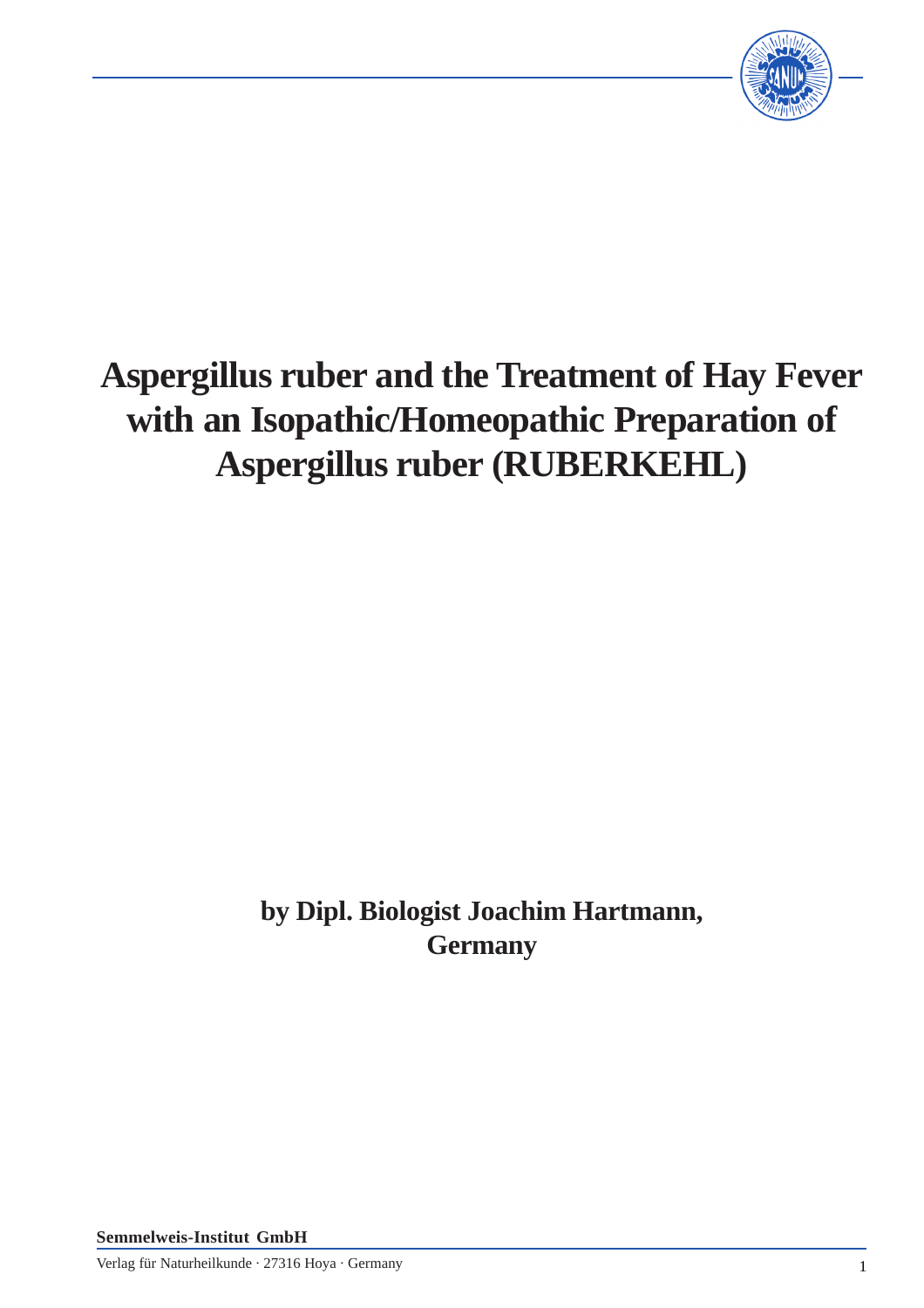# Aspergillus ruber and the Treatment of Hay Fever with an Isopathic/Homeopathic Preparation of Aspergillus ruber (RUBERKEHL)

**by Dipl. Biologist Joachim Hartmann, Germany**

**Semmelweis-Institut GmbH**

Verlag für Naturheilkunde · 27316 Hoya · Germany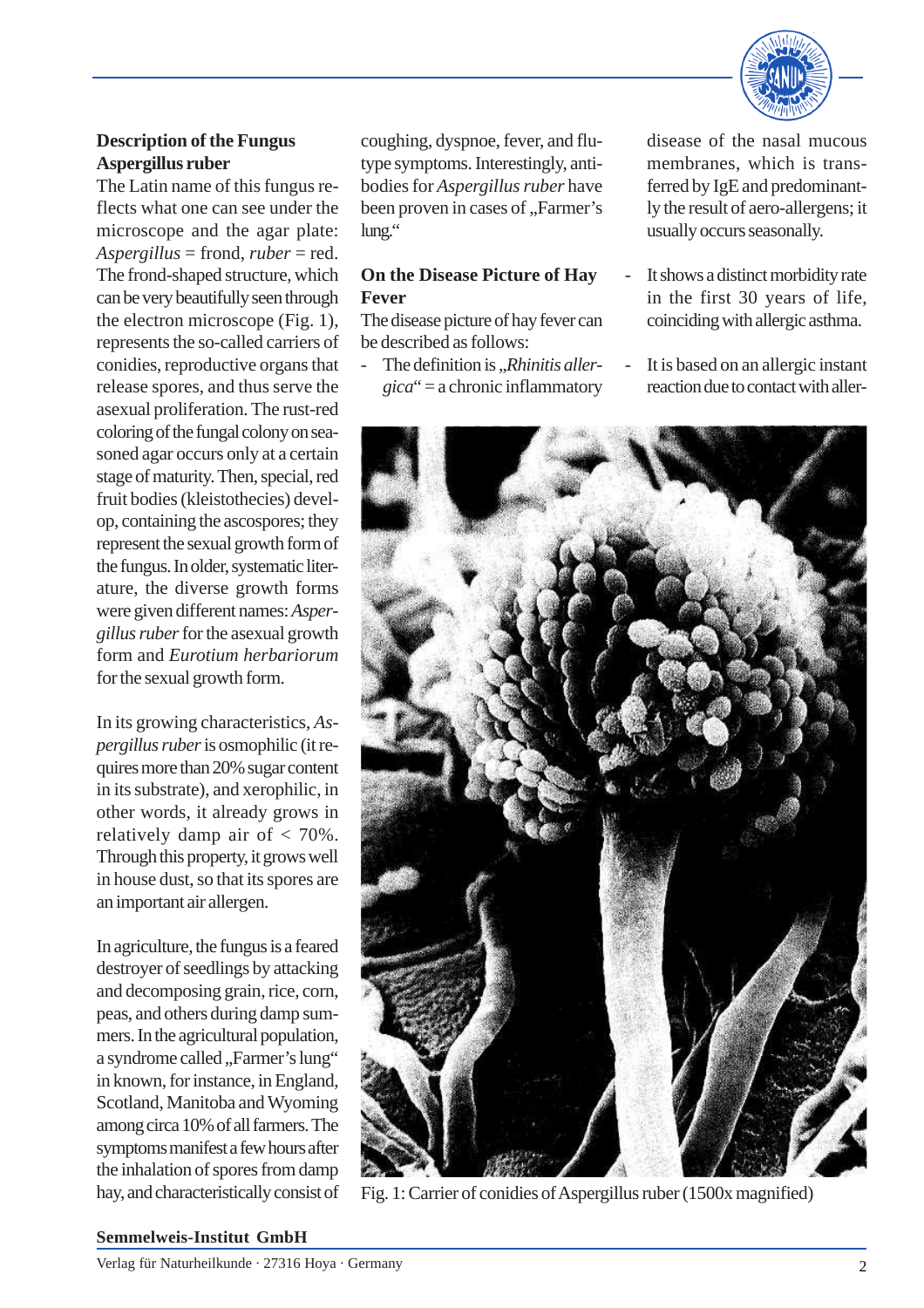## Description of the Fungus Aspergillus ruber

The Latin name of this fungus reflects what one can see under the microscope and the agar plate: *Aspergillus* = frond, *ruber* = red. The frond-shaped structure, which can be very beautifully seen through the electron microscope (Fig. 1), represents the so-called carriers of conidies, reproductive organs that release spores, and thus serve the asexual proliferation. The rust-red coloring of the fungal colony on seasoned agar occurs only at a certain stage of maturity. Then, special, red fruit bodies (kleistothecies) develop, containing the ascospores; they represent the sexual growth form of the fungus. In older, systematic literature, the diverse growth forms were given different names: *Aspergillus ruber* for the asexual growth form and *Eurotium herbariorum* for the sexual growth form.

In its growing characteristics, *Aspergillus ruber* is osmophilic (it requires more than 20% sugar content in its substrate), and xerophilic, in other words, it already grows in relatively damp air of < 70%. Through this property, it grows well in house dust, so that its spores are an important air allergen.

In agriculture, the fungus is a feared destroyer of seedlings by attacking and decomposing grain, rice, corn, peas, and others during damp summers. In the agricultural population, a syndrome called „Farmer's lung" in known, for instance, in England, Scotland, Manitoba and Wyoming among circa 10% of all farmers. The symptoms manifest a few hours after the inhalation of spores from damp hay, and characteristically consist of coughing, dyspnoe, fever, and flu-type symptoms. Interestingly, antibodies for *Aspergillus ruber* have been proven in cases of „Farmer's lung."

## On the Disease Picture of Hay Fever

The disease picture of hay fever can be described as follows:

- The definition is „*Rhinitis allergica*" = a chronic inflammatory disease of the nasal mucous membranes, which is transferred by IgE and predominantly the result of aero-allergens; it usually occurs seasonally.
- It shows a distinct morbidity rate in the first 30 years of life, coinciding with allergic asthma.
- It is based on an allergic instant reaction due to contact with aller-

Fig. 1: Carrier of conidies of Aspergillus ruber (1500x magnified)

**Semmelweis-Institut GmbH**

Verlag für Naturheilkunde · 27316 Hoya · Germany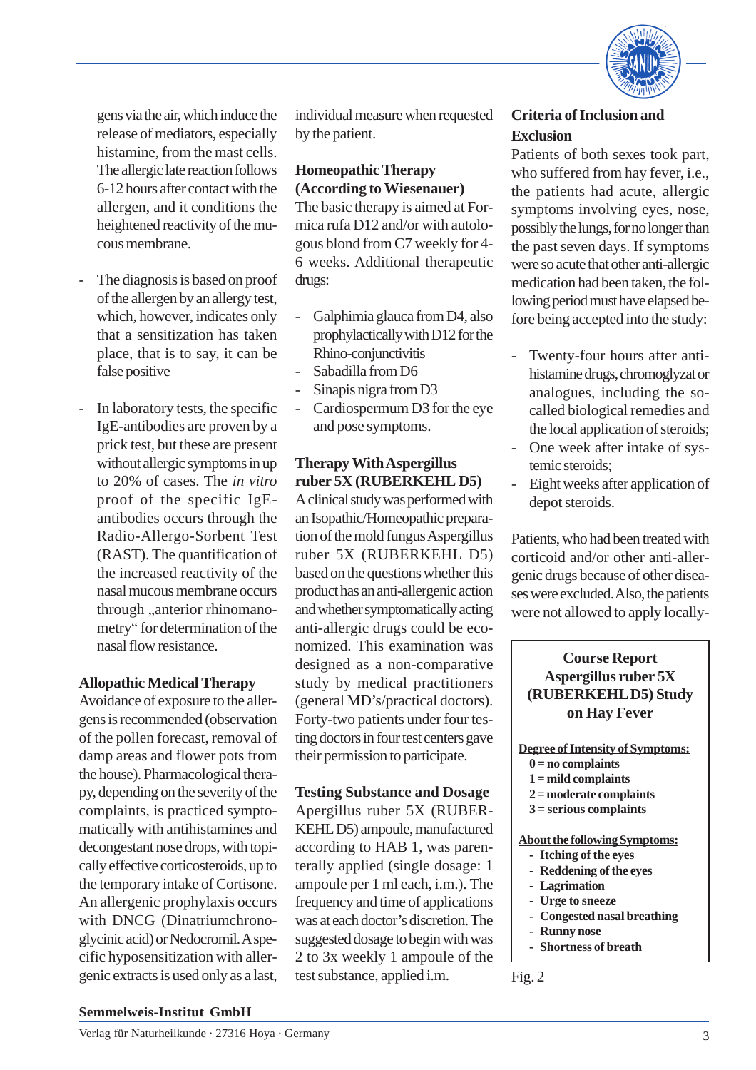gens via the air, which induce the release of mediators, especially histamine, from the mast cells. The allergic late reaction follows 6-12 hours after contact with the allergen, and it conditions the heightened reactivity of the mucous membrane.

- The diagnosis is based on proof of the allergen by an allergy test, which, however, indicates only that a sensitization has taken place, that is to say, it can be false positive
- In laboratory tests, the specific IgE-antibodies are proven by a prick test, but these are present without allergic symptoms in up to 20% of cases. The *in vitro* proof of the specific IgE-antibodies occurs through the Radio-Allergo-Sorbent Test (RAST). The quantification of the increased reactivity of the nasal mucous membrane occurs through „anterior rhinomanometry" for determination of the nasal flow resistance.

**Allopathic Medical Therapy**

Avoidance of exposure to the allergens is recommended (observation of the pollen forecast, removal of damp areas and flower pots from the house). Pharmacological therapy, depending on the severity of the complaints, is practiced symptomatically with antihistamines and decongestant nose drops, with topically effective corticosteroids, up to the temporary intake of Cortisone. An allergenic prophylaxis occurs with DNCG (Dinatriumchronoglycinic acid) or Nedocromil. A specific hyposensitization with allergenic extracts is used only as a last, individual measure when requested by the patient.

**Homeopathic Therapy (According to Wiesenauer)**

The basic therapy is aimed at Formica rufa D12 and/or with autologous blond from C7 weekly for 4-6 weeks. Additional therapeutic drugs:

- Galphimia glauca from D4, also prophylactically with D12 for the Rhino-conjunctivitis
- Sabadilla from D6
- Sinapis nigra from D3
- Cardiospermum D3 for the eye and pose symptoms.

**Therapy With Aspergillus ruber 5X (RUBERKEHL D5)**

A clinical study was performed with an Isopathic/Homeopathic preparation of the mold fungus Aspergillus ruber 5X (RUBERKEHL D5) based on the questions whether this product has an anti-allergenic action and whether symptomatically acting anti-allergic drugs could be economized. This examination was designed as a non-comparative study by medical practitioners (general MD's/practical doctors). Forty-two patients under four testing doctors in four test centers gave their permission to participate.

**Testing Substance and Dosage**

Apergillus ruber 5X (RUBERKEHL D5) ampoule, manufactured according to HAB 1, was parenterally applied (single dosage: 1 ampoule per 1 ml each, i.m.). The frequency and time of applications was at each doctor's discretion. The suggested dosage to begin with was 2 to 3x weekly 1 ampoule of the test substance, applied i.m.

**Criteria of Inclusion and Exclusion**

Patients of both sexes took part, who suffered from hay fever, i.e., the patients had acute, allergic symptoms involving eyes, nose, possibly the lungs, for no longer than the past seven days. If symptoms were so acute that other anti-allergic medication had been taken, the following period must have elapsed before being accepted into the study:

- Twenty-four hours after antihistamine drugs, chromoglyzat or analogues, including the so-called biological remedies and the local application of steroids;
- One week after intake of systemic steroids;
- Eight weeks after application of depot steroids.

Patients, who had been treated with corticoid and/or other anti-allergenic drugs because of other diseases were excluded. Also, the patients were not allowed to apply locally-

**Course Report Aspergillus ruber 5X (RUBERKEHL D5) Study on Hay Fever**

**Degree of Intensity of Symptoms:**

**0 = no complaints**
**1 = mild complaints**
**2 = moderate complaints**
**3 = serious complaints**

**About the following Symptoms:**

- **Itching of the eyes**
- **Reddening of the eyes**
- **Lagrimation**
- **Urge to sneeze**
- **Congested nasal breathing**
- **Runny nose**
- **Shortness of breath**

Fig. 2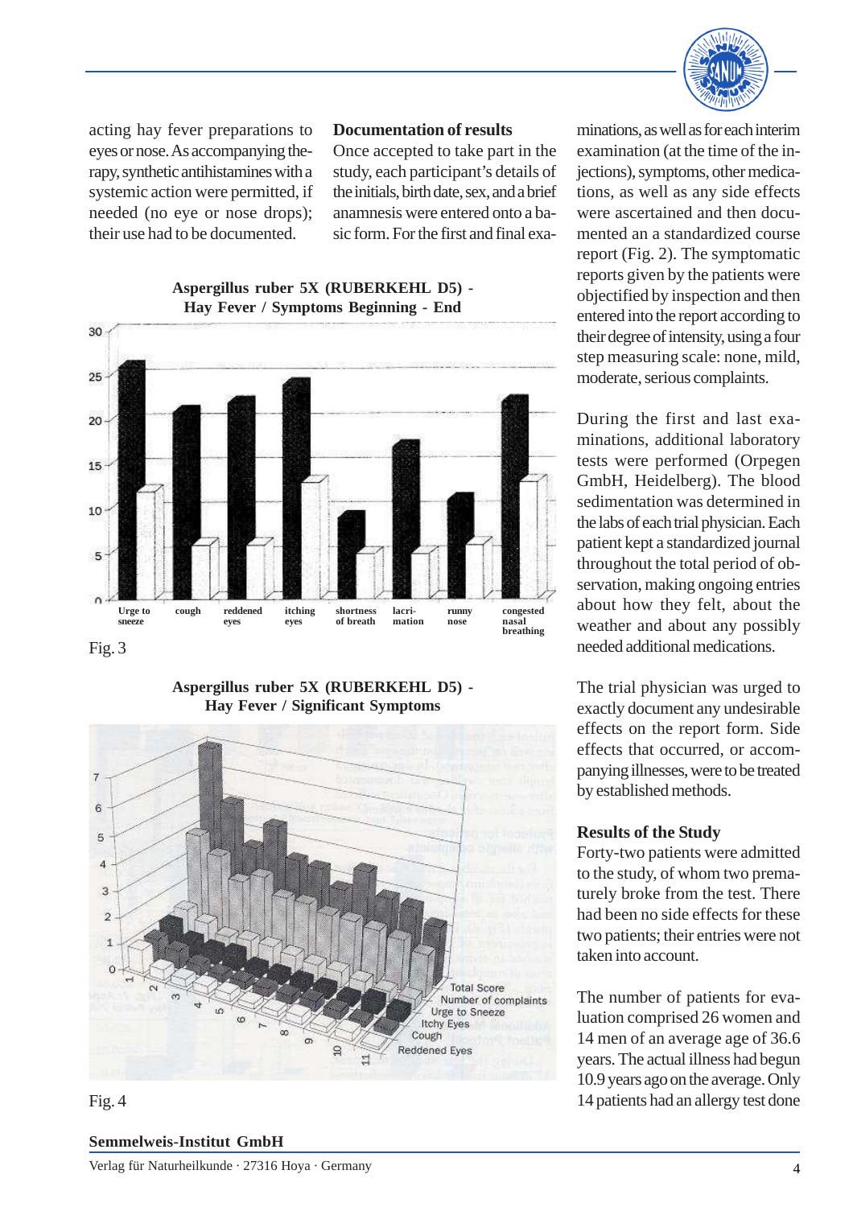acting hay fever preparations to eyes or nose. As accompanying therapy, synthetic antihistamines with a systemic action were permitted, if needed (no eye or nose drops); their use had to be documented.

### Documentation of results

Once accepted to take part in the study, each participant's details of the initials, birth date, sex, and a brief anamnesis were entered onto a basic form. For the first and final examinations, as well as for each interim examination (at the time of the injections), symptoms, other medications, as well as any side effects were ascertained and then documented an a standardized course report (Fig. 2). The symptomatic reports given by the patients were objectified by inspection and then entered into the report according to their degree of intensity, using a four step measuring scale: none, mild, moderate, serious complaints.

**Aspergillus ruber 5X (RUBERKEHL D5) - Hay Fever / Symptoms Beginning - End**

Fig. 3

**Aspergillus ruber 5X (RUBERKEHL D5) - Hay Fever / Significant Symptoms**

Fig. 4

During the first and last examinations, additional laboratory tests were performed (Orpegen GmbH, Heidelberg). The blood sedimentation was determined in the labs of each trial physician. Each patient kept a standardized journal throughout the total period of observation, making ongoing entries about how they felt, about the weather and about any possibly needed additional medications.

The trial physician was urged to exactly document any undesirable effects on the report form. Side effects that occurred, or accompanying illnesses, were to be treated by established methods.

### Results of the Study

Forty-two patients were admitted to the study, of whom two prematurely broke from the test. There had been no side effects for these two patients; their entries were not taken into account.

The number of patients for evaluation comprised 26 women and 14 men of an average age of 36.6 years. The actual illness had begun 10.9 years ago on the average. Only 14 patients had an allergy test done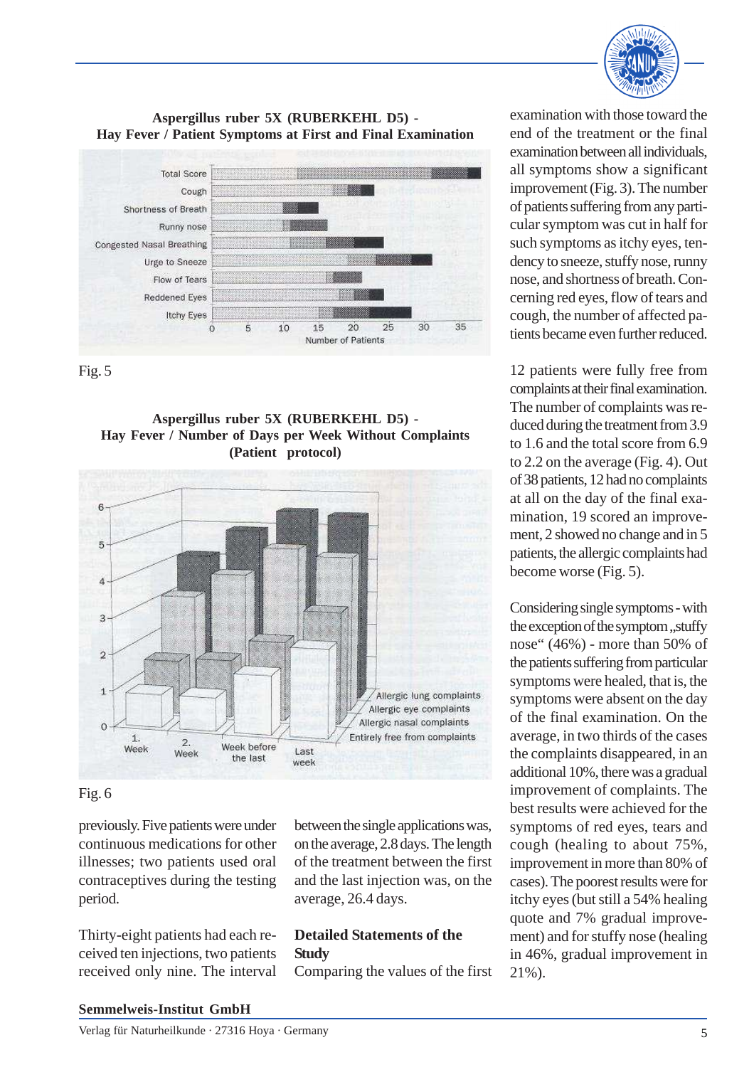**Aspergillus ruber 5X (RUBERKEHL D5) - Hay Fever / Patient Symptoms at First and Final Examination**

Fig. 5

**Aspergillus ruber 5X (RUBERKEHL D5) - Hay Fever / Number of Days per Week Without Complaints (Patient protocol)**

Fig. 6

previously. Five patients were under continuous medications for other illnesses; two patients used oral contraceptives during the testing period.

Thirty-eight patients had each received ten injections, two patients received only nine. The interval between the single applications was, on the average, 2.8 days. The length of the treatment between the first and the last injection was, on the average, 26.4 days.

**Detailed Statements of the Study**

Comparing the values of the first examination with those toward the end of the treatment or the final examination between all individuals, all symptoms show a significant improvement (Fig. 3). The number of patients suffering from any particular symptom was cut in half for such symptoms as itchy eyes, tendency to sneeze, stuffy nose, runny nose, and shortness of breath. Concerning red eyes, flow of tears and cough, the number of affected patients became even further reduced.

12 patients were fully free from complaints at their final examination. The number of complaints was reduced during the treatment from 3.9 to 1.6 and the total score from 6.9 to 2.2 on the average (Fig. 4). Out of 38 patients, 12 had no complaints at all on the day of the final examination, 19 scored an improvement, 2 showed no change and in 5 patients, the allergic complaints had become worse (Fig. 5).

Considering single symptoms - with the exception of the symptom „stuffy nose" (46%) - more than 50% of the patients suffering from particular symptoms were healed, that is, the symptoms were absent on the day of the final examination. On the average, in two thirds of the cases the complaints disappeared, in an additional 10%, there was a gradual improvement of complaints. The best results were achieved for the symptoms of red eyes, tears and cough (healing to about 75%, improvement in more than 80% of cases). The poorest results were for itchy eyes (but still a 54% healing quote and 7% gradual improvement) and for stuffy nose (healing in 46%, gradual improvement in 21%).

**Semmelweis-Institut GmbH**

Verlag für Naturheilkunde · 27316 Hoya · Germany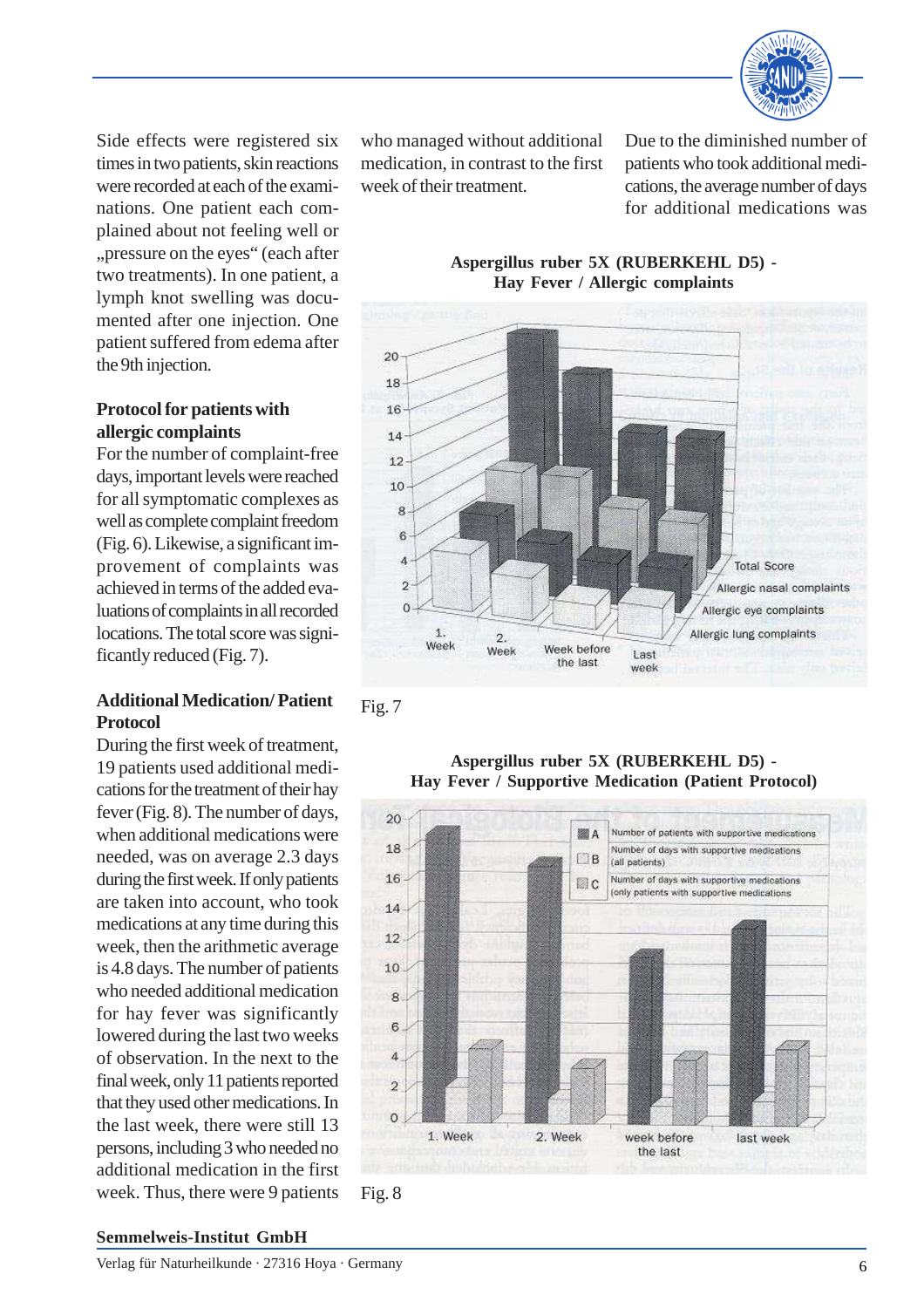Side effects were registered six times in two patients, skin reactions were recorded at each of the examinations. One patient each complained about not feeling well or „pressure on the eyes" (each after two treatments). In one patient, a lymph knot swelling was documented after one injection. One patient suffered from edema after the 9th injection.

### Protocol for patients with allergic complaints

For the number of complaint-free days, important levels were reached for all symptomatic complexes as well as complete complaint freedom (Fig. 6). Likewise, a significant improvement of complaints was achieved in terms of the added evaluations of complaints in all recorded locations. The total score was significantly reduced (Fig. 7).

### Additional Medication/ Patient Protocol

During the first week of treatment, 19 patients used additional medications for the treatment of their hay fever (Fig. 8). The number of days, when additional medications were needed, was on average 2.3 days during the first week. If only patients are taken into account, who took medications at any time during this week, then the arithmetic average is 4.8 days. The number of patients who needed additional medication for hay fever was significantly lowered during the last two weeks of observation. In the next to the final week, only 11 patients reported that they used other medications. In the last week, there were still 13 persons, including 3 who needed no additional medication in the first week. Thus, there were 9 patients who managed without additional medication, in contrast to the first week of their treatment.

Due to the diminished number of patients who took additional medications, the average number of days for additional medications was

**Aspergillus ruber 5X (RUBERKEHL D5) - Hay Fever / Allergic complaints**

Fig. 7

**Aspergillus ruber 5X (RUBERKEHL D5) - Hay Fever / Supportive Medication (Patient Protocol)**

Fig. 8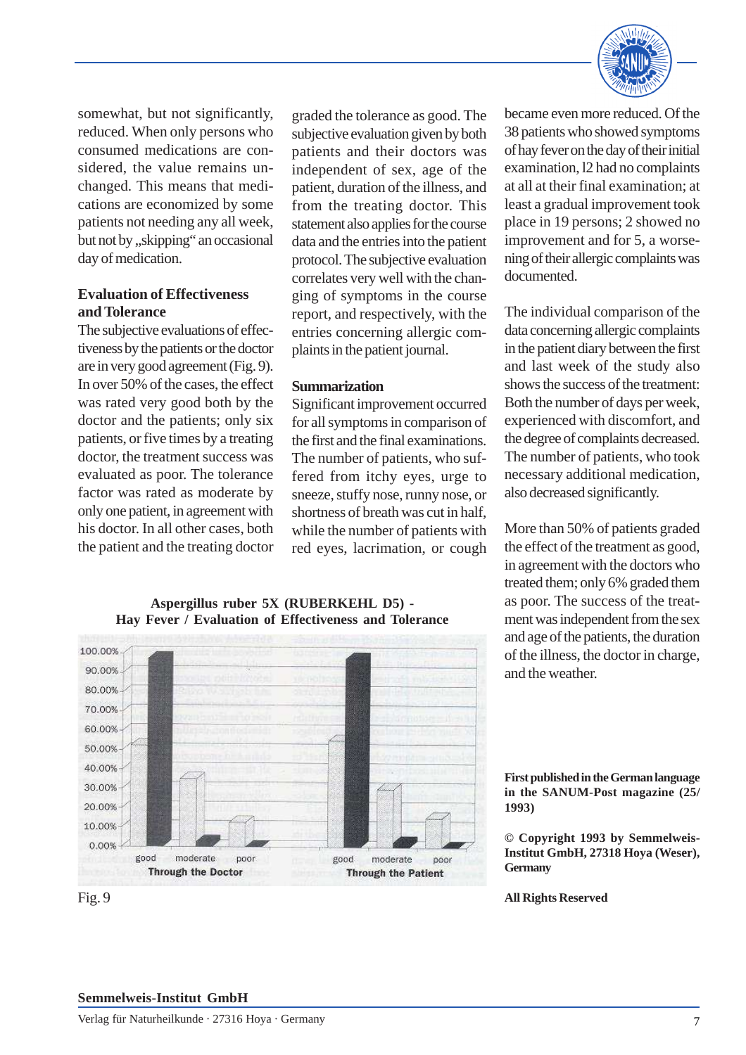somewhat, but not significantly, reduced. When only persons who consumed medications are considered, the value remains unchanged. This means that medications are economized by some patients not needing any all week, but not by „skipping" an occasional day of medication.

### Evaluation of Effectiveness and Tolerance

The subjective evaluations of effectiveness by the patients or the doctor are in very good agreement (Fig. 9). In over 50% of the cases, the effect was rated very good both by the doctor and the patients; only six patients, or five times by a treating doctor, the treatment success was evaluated as poor. The tolerance factor was rated as moderate by only one patient, in agreement with his doctor. In all other cases, both the patient and the treating doctor graded the tolerance as good. The subjective evaluation given by both patients and their doctors was independent of sex, age of the patient, duration of the illness, and from the treating doctor. This statement also applies for the course data and the entries into the patient protocol. The subjective evaluation correlates very well with the changing of symptoms in the course report, and respectively, with the entries concerning allergic complaints in the patient journal.

### Summarization

Significant improvement occurred for all symptoms in comparison of the first and the final examinations. The number of patients, who suffered from itchy eyes, urge to sneeze, stuffy nose, runny nose, or shortness of breath was cut in half, while the number of patients with red eyes, lacrimation, or cough became even more reduced. Of the 38 patients who showed symptoms of hay fever on the day of their initial examination, 12 had no complaints at all at their final examination; at least a gradual improvement took place in 19 persons; 2 showed no improvement and for 5, a worsening of their allergic complaints was documented.

The individual comparison of the data concerning allergic complaints in the patient diary between the first and last week of the study also shows the success of the treatment: Both the number of days per week, experienced with discomfort, and the degree of complaints decreased. The number of patients, who took necessary additional medication, also decreased significantly.

More than 50% of patients graded the effect of the treatment as good, in agreement with the doctors who treated them; only 6% graded them as poor. The success of the treatment was independent from the sex and age of the patients, the duration of the illness, the doctor in charge, and the weather.

**Aspergillus ruber 5X (RUBERKEHL D5) - Hay Fever / Evaluation of Effectiveness and Tolerance**

100.00%
90.00%
80.00%
70.00%
60.00%
50.00%
40.00%
30.00%
20.00%
10.00%
0.00%

good moderate poor
Through the Doctor

good moderate poor
Through the Patient

Fig. 9

**First published in the German language in the SANUM-Post magazine (25/1993)**

**© Copyright 1993 by Semmelweis-Institut GmbH, 27318 Hoya (Weser), Germany**

**All Rights Reserved**

**Semmelweis-Institut GmbH**

Verlag für Naturheilkunde · 27316 Hoya · Germany